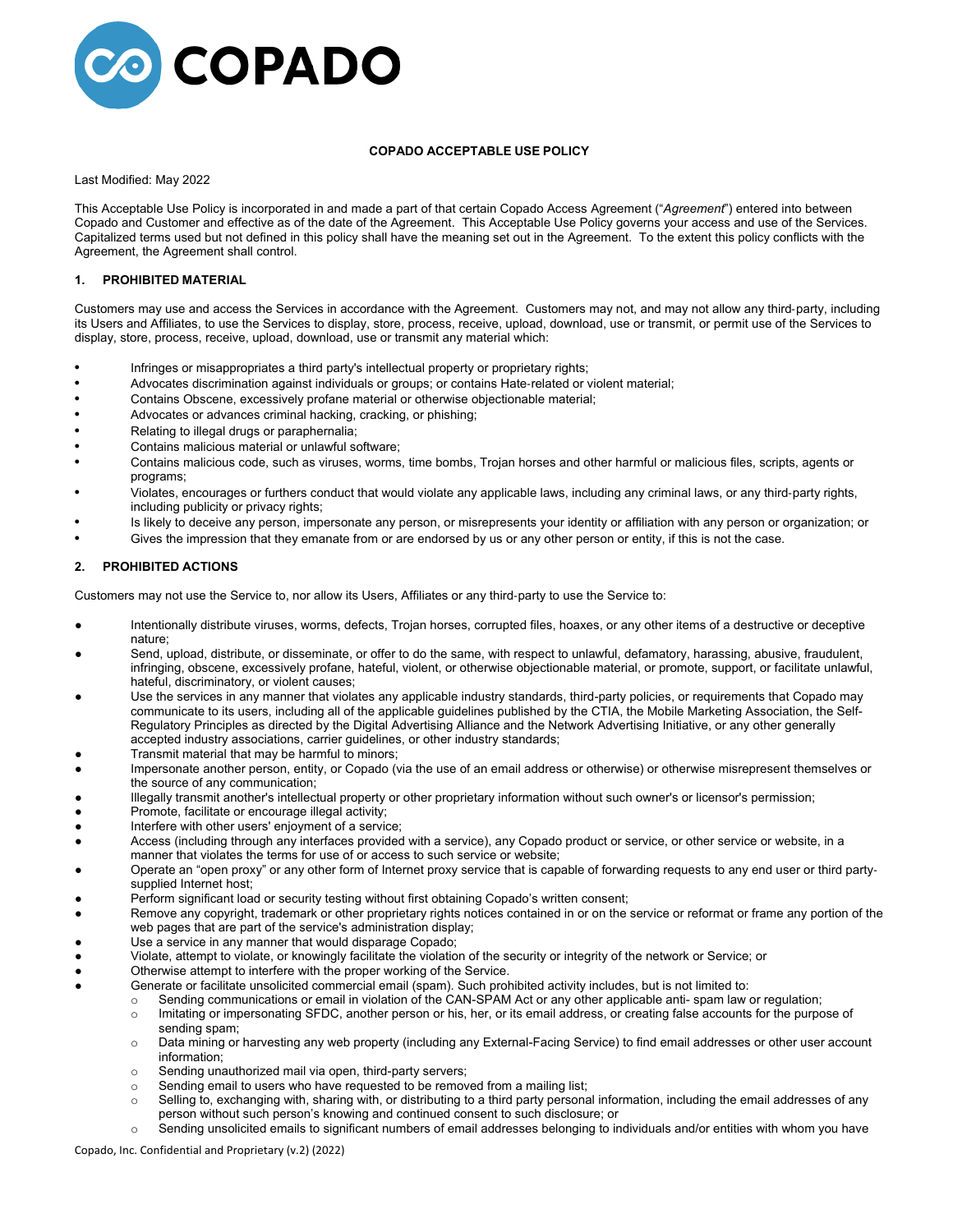**COPADO ACCEPTABLE USE POLICY**

Last Modified: May 2022

This Acceptable Use Policy is incorporated in and made a part of that certain Copado Access Agreement ("*Agreement*") entered into between Copado and Customer and effective as of the date of the Agreement. This Acceptable Use Policy governs your access and use of the Services. Capitalized terms used but not defined in this policy shall have the meaning set out in the Agreement. To the extent this policy conflicts with the Agreement, the Agreement shall control.

## 1. PROHIBITED MATERIAL

Customers may use and access the Services in accordance with the Agreement. Customers may not, and may not allow any third-party, including its Users and Affiliates, to use the Services to display, store, process, receive, upload, download, use or transmit, or permit use of the Services to display, store, process, receive, upload, download, use or transmit any material which:

- Infringes or misappropriates a third party's intellectual property or proprietary rights;
- Advocates discrimination against individuals or groups; or contains Hate-related or violent material;
- Contains Obscene, excessively profane material or otherwise objectionable material;
- Advocates or advances criminal hacking, cracking, or phishing;
- Relating to illegal drugs or paraphernalia;
- Contains malicious material or unlawful software;
- Contains malicious code, such as viruses, worms, time bombs, Trojan horses and other harmful or malicious files, scripts, agents or programs;
- Violates, encourages or furthers conduct that would violate any applicable laws, including any criminal laws, or any third-party rights, including publicity or privacy rights;
- Is likely to deceive any person, impersonate any person, or misrepresents your identity or affiliation with any person or organization; or
- Gives the impression that they emanate from or are endorsed by us or any other person or entity, if this is not the case.

## 2. PROHIBITED ACTIONS

Customers may not use the Service to, nor allow its Users, Affiliates or any third-party to use the Service to:

- Intentionally distribute viruses, worms, defects, Trojan horses, corrupted files, hoaxes, or any other items of a destructive or deceptive nature;
- Send, upload, distribute, or disseminate, or offer to do the same, with respect to unlawful, defamatory, harassing, abusive, fraudulent, infringing, obscene, excessively profane, hateful, violent, or otherwise objectionable material, or promote, support, or facilitate unlawful, hateful, discriminatory, or violent causes;
- Use the services in any manner that violates any applicable industry standards, third-party policies, or requirements that Copado may communicate to its users, including all of the applicable guidelines published by the CTIA, the Mobile Marketing Association, the Self-Regulatory Principles as directed by the Digital Advertising Alliance and the Network Advertising Initiative, or any other generally accepted industry associations, carrier guidelines, or other industry standards;
- Transmit material that may be harmful to minors;
- Impersonate another person, entity, or Copado (via the use of an email address or otherwise) or otherwise misrepresent themselves or the source of any communication;
- Illegally transmit another's intellectual property or other proprietary information without such owner's or licensor's permission;
- Promote, facilitate or encourage illegal activity;
- Interfere with other users' enjoyment of a service;
- Access (including through any interfaces provided with a service), any Copado product or service, or other service or website, in a manner that violates the terms for use of or access to such service or website;
- Operate an "open proxy" or any other form of Internet proxy service that is capable of forwarding requests to any end user or third party-supplied Internet host;
- Perform significant load or security testing without first obtaining Copado's written consent;
- Remove any copyright, trademark or other proprietary rights notices contained in or on the service or reformat or frame any portion of the web pages that are part of the service's administration display;
- Use a service in any manner that would disparage Copado;
- Violate, attempt to violate, or knowingly facilitate the violation of the security or integrity of the network or Service; or
- Otherwise attempt to interfere with the proper working of the Service.
- Generate or facilitate unsolicited commercial email (spam). Such prohibited activity includes, but is not limited to:
  - Sending communications or email in violation of the CAN-SPAM Act or any other applicable anti- spam law or regulation;
  - Imitating or impersonating SFDC, another person or his, her, or its email address, or creating false accounts for the purpose of sending spam;
  - Data mining or harvesting any web property (including any External-Facing Service) to find email addresses or other user account information;
  - Sending unauthorized mail via open, third-party servers;
  - Sending email to users who have requested to be removed from a mailing list;
  - Selling to, exchanging with, sharing with, or distributing to a third party personal information, including the email addresses of any person without such person's knowing and continued consent to such disclosure; or
  - Sending unsolicited emails to significant numbers of email addresses belonging to individuals and/or entities with whom you have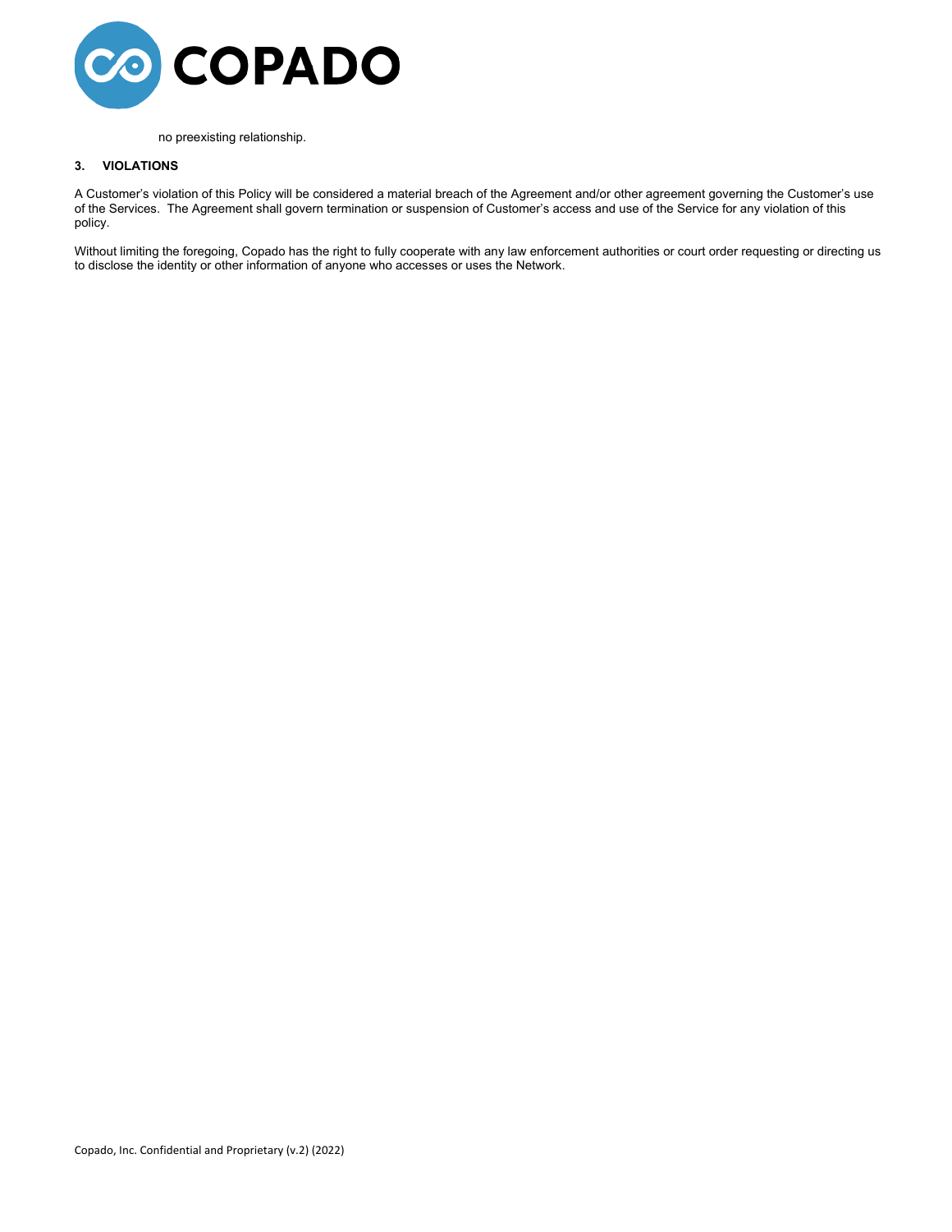no preexisting relationship.

## 3. VIOLATIONS

A Customer's violation of this Policy will be considered a material breach of the Agreement and/or other agreement governing the Customer's use of the Services. The Agreement shall govern termination or suspension of Customer's access and use of the Service for any violation of this policy.

Without limiting the foregoing, Copado has the right to fully cooperate with any law enforcement authorities or court order requesting or directing us to disclose the identity or other information of anyone who accesses or uses the Network.